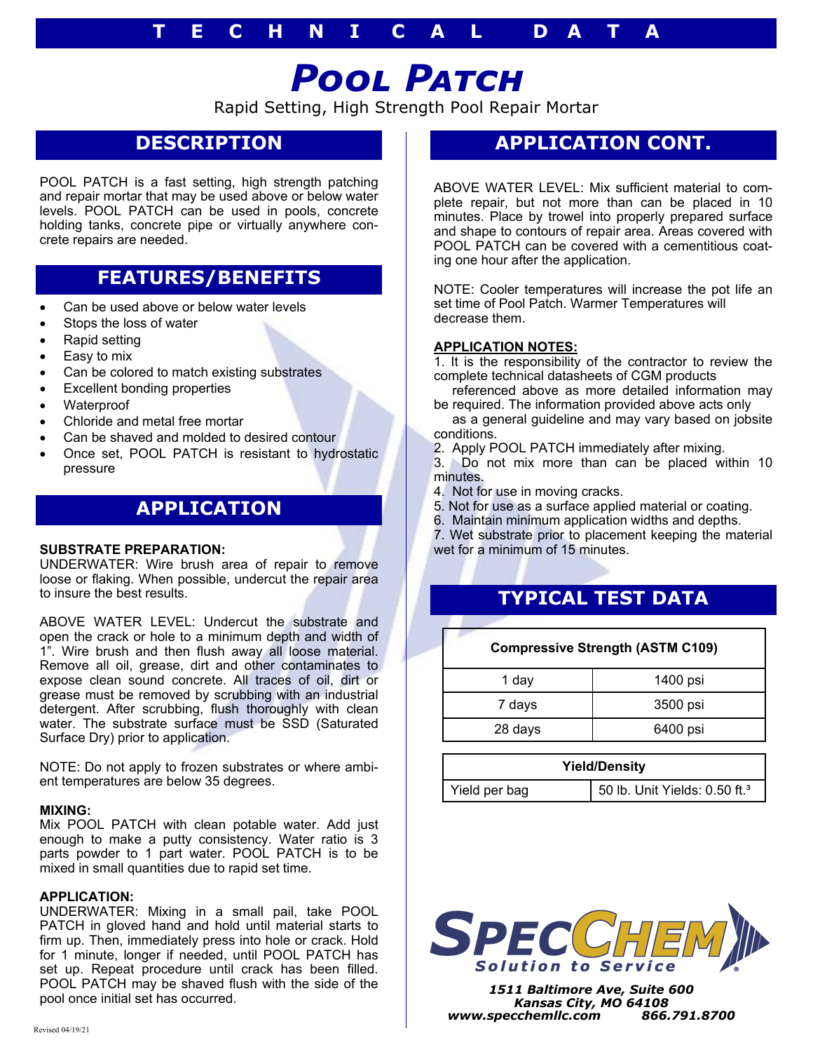# TECHNICAL DATA

# POOL PATCH

Rapid Setting, High Strength Pool Repair Mortar

## DESCRIPTION

POOL PATCH is a fast setting, high strength patching and repair mortar that may be used above or below water levels. POOL PATCH can be used in pools, concrete holding tanks, concrete pipe or virtually anywhere concrete repairs are needed.

## FEATURES/BENEFITS

- Can be used above or below water levels
- Stops the loss of water
- Rapid setting
- Easy to mix
- Can be colored to match existing substrates
- Excellent bonding properties
- Waterproof
- Chloride and metal free mortar
- Can be shaved and molded to desired contour
- Once set, POOL PATCH is resistant to hydrostatic pressure

## APPLICATION

**SUBSTRATE PREPARATION:**

UNDERWATER: Wire brush area of repair to remove loose or flaking. When possible, undercut the repair area to insure the best results.

ABOVE WATER LEVEL: Undercut the substrate and open the crack or hole to a minimum depth and width of 1". Wire brush and then flush away all loose material. Remove all oil, grease, dirt and other contaminates to expose clean sound concrete. All traces of oil, dirt or grease must be removed by scrubbing with an industrial detergent. After scrubbing, flush thoroughly with clean water. The substrate surface must be SSD (Saturated Surface Dry) prior to application.

NOTE: Do not apply to frozen substrates or where ambient temperatures are below 35 degrees.

**MIXING:**

Mix POOL PATCH with clean potable water. Add just enough to make a putty consistency. Water ratio is 3 parts powder to 1 part water. POOL PATCH is to be mixed in small quantities due to rapid set time.

**APPLICATION:**

UNDERWATER: Mixing in a small pail, take POOL PATCH in gloved hand and hold until material starts to firm up. Then, immediately press into hole or crack. Hold for 1 minute, longer if needed, until POOL PATCH has set up. Repeat procedure until crack has been filled. POOL PATCH may be shaved flush with the side of the pool once initial set has occurred.

## APPLICATION CONT.

ABOVE WATER LEVEL: Mix sufficient material to complete repair, but not more than can be placed in 10 minutes. Place by trowel into properly prepared surface and shape to contours of repair area. Areas covered with POOL PATCH can be covered with a cementitious coating one hour after the application.

NOTE: Cooler temperatures will increase the pot life an set time of Pool Patch. Warmer Temperatures will decrease them.

**APPLICATION NOTES:**

1. It is the responsibility of the contractor to review the complete technical datasheets of CGM products referenced above as more detailed information may be required. The information provided above acts only as a general guideline and may vary based on jobsite conditions.
2. Apply POOL PATCH immediately after mixing.
3. Do not mix more than can be placed within 10 minutes.
4. Not for use in moving cracks.
5. Not for use as a surface applied material or coating.
6. Maintain minimum application widths and depths.
7. Wet substrate prior to placement keeping the material wet for a minimum of 15 minutes.

## TYPICAL TEST DATA

| Compressive Strength (ASTM C109) | |
|---|---|
| 1 day | 1400 psi |
| 7 days | 3500 psi |
| 28 days | 6400 psi |

| Yield/Density | |
|---|---|
| Yield per bag | 50 lb. Unit Yields: 0.50 ft.$^3$ |

SPECCHEM
*Solution to Service*

*1511 Baltimore Ave, Suite 600*
*Kansas City, MO 64108*
*www.specchemllc.com 866.791.8700*

Revised 04/19/21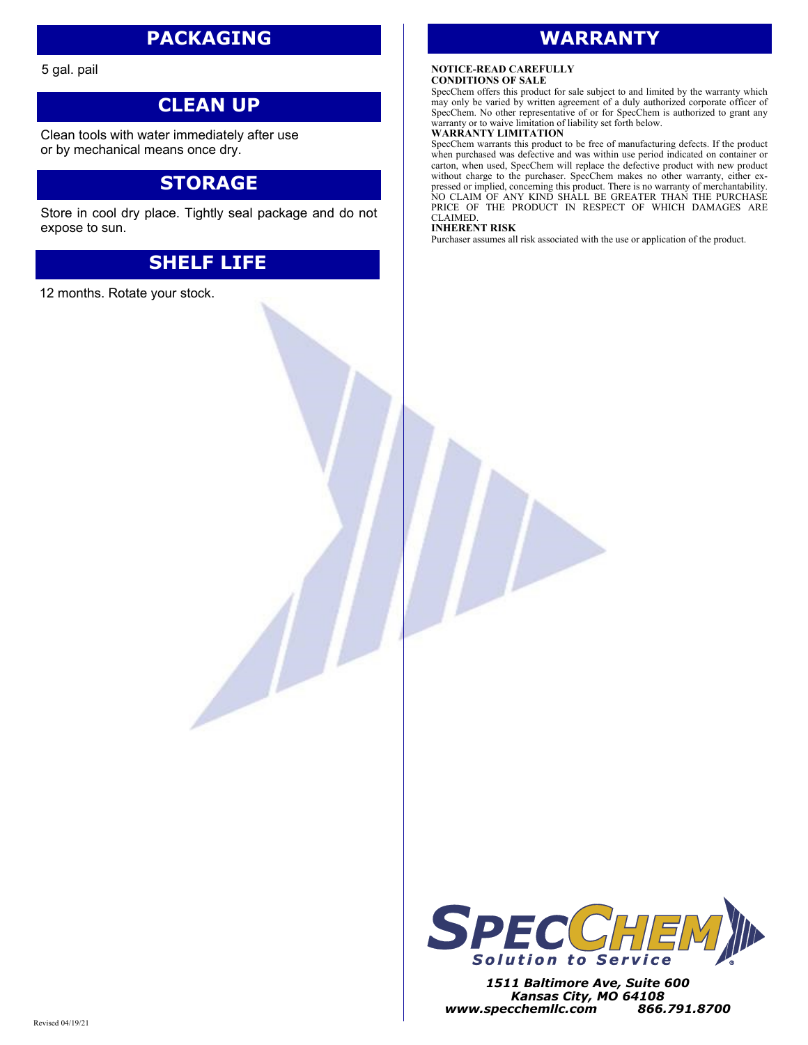## PACKAGING

5 gal. pail

## CLEAN UP

Clean tools with water immediately after use or by mechanical means once dry.

## STORAGE

Store in cool dry place. Tightly seal package and do not expose to sun.

## SHELF LIFE

12 months. Rotate your stock.

## WARRANTY

**NOTICE-READ CAREFULLY**
**CONDITIONS OF SALE**

SpecChem offers this product for sale subject to and limited by the warranty which may only be varied by written agreement of a duly authorized corporate officer of SpecChem. No other representative of or for SpecChem is authorized to grant any warranty or to waive limitation of liability set forth below.

**WARRANTY LIMITATION**

SpecChem warrants this product to be free of manufacturing defects. If the product when purchased was defective and was within use period indicated on container or carton, when used, SpecChem will replace the defective product with new product without charge to the purchaser. SpecChem makes no other warranty, either expressed or implied, concerning this product. There is no warranty of merchantability. NO CLAIM OF ANY KIND SHALL BE GREATER THAN THE PURCHASE PRICE OF THE PRODUCT IN RESPECT OF WHICH DAMAGES ARE CLAIMED.

**INHERENT RISK**

Purchaser assumes all risk associated with the use or application of the product.

SPECCHEM
*Solution to Service*

*1511 Baltimore Ave, Suite 600*
*Kansas City, MO 64108*
*www.specchemllc.com 866.791.8700*

Revised 04/19/21